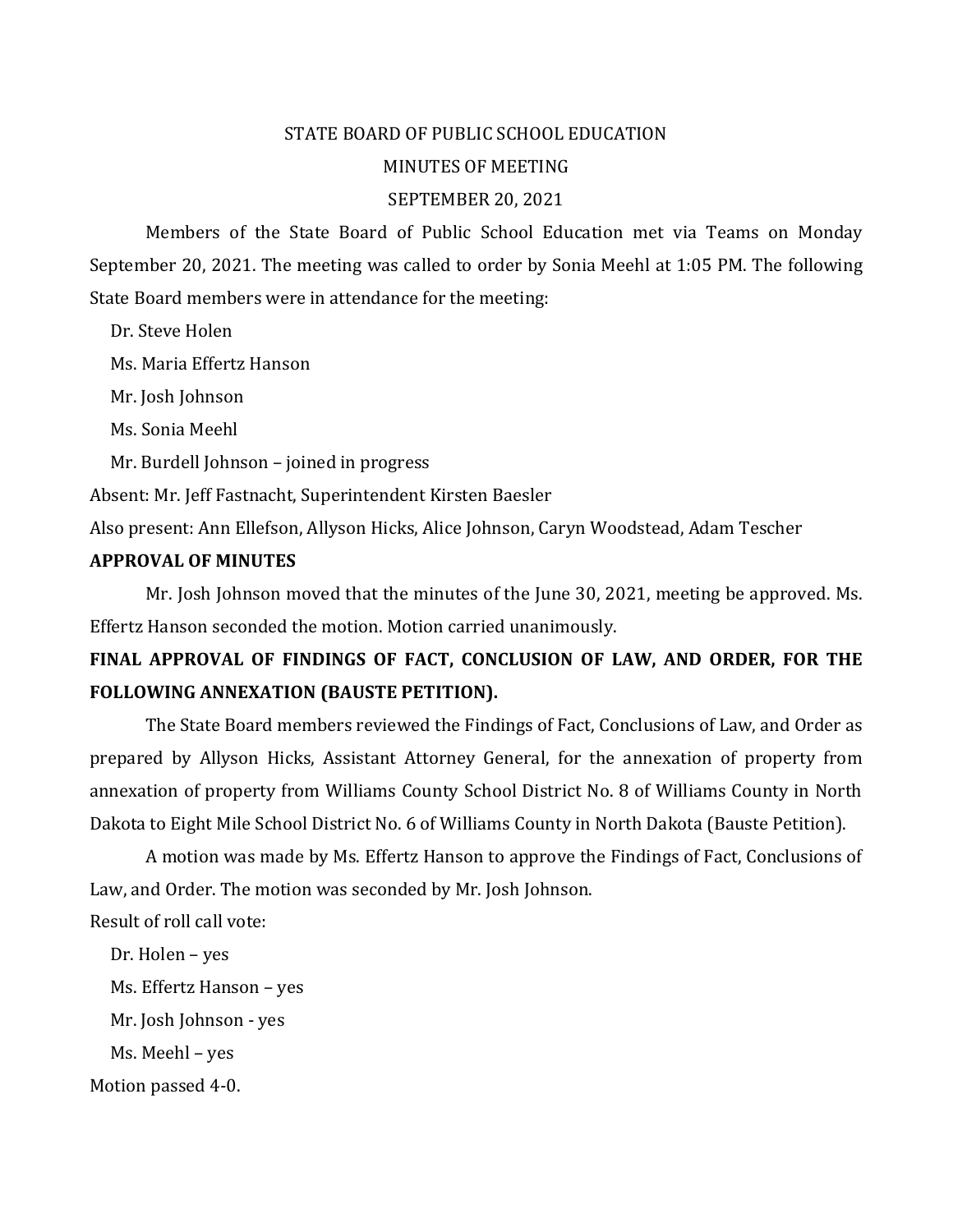STATE BOARD OF PUBLIC SCHOOL EDUCATION

MINUTES OF MEETING

SEPTEMBER 20, 2021

Members of the State Board of Public School Education met via Teams on Monday September 20, 2021. The meeting was called to order by Sonia Meehl at 1:05 PM. The following State Board members were in attendance for the meeting:

Dr. Steve Holen

Ms. Maria Effertz Hanson

Mr. Josh Johnson

Ms. Sonia Meehl

Mr. Burdell Johnson – joined in progress

Absent: Mr. Jeff Fastnacht, Superintendent Kirsten Baesler

Also present: Ann Ellefson, Allyson Hicks, Alice Johnson, Caryn Woodstead, Adam Tescher

**APPROVAL OF MINUTES**

Mr. Josh Johnson moved that the minutes of the June 30, 2021, meeting be approved. Ms. Effertz Hanson seconded the motion. Motion carried unanimously.

**FINAL APPROVAL OF FINDINGS OF FACT, CONCLUSION OF LAW, AND ORDER, FOR THE FOLLOWING ANNEXATION (BAUSTE PETITION).**

The State Board members reviewed the Findings of Fact, Conclusions of Law, and Order as prepared by Allyson Hicks, Assistant Attorney General, for the annexation of property from annexation of property from Williams County School District No. 8 of Williams County in North Dakota to Eight Mile School District No. 6 of Williams County in North Dakota (Bauste Petition).

A motion was made by Ms. Effertz Hanson to approve the Findings of Fact, Conclusions of Law, and Order. The motion was seconded by Mr. Josh Johnson.

Result of roll call vote:

Dr. Holen – yes

Ms. Effertz Hanson – yes

Mr. Josh Johnson - yes

Ms. Meehl – yes

Motion passed 4-0.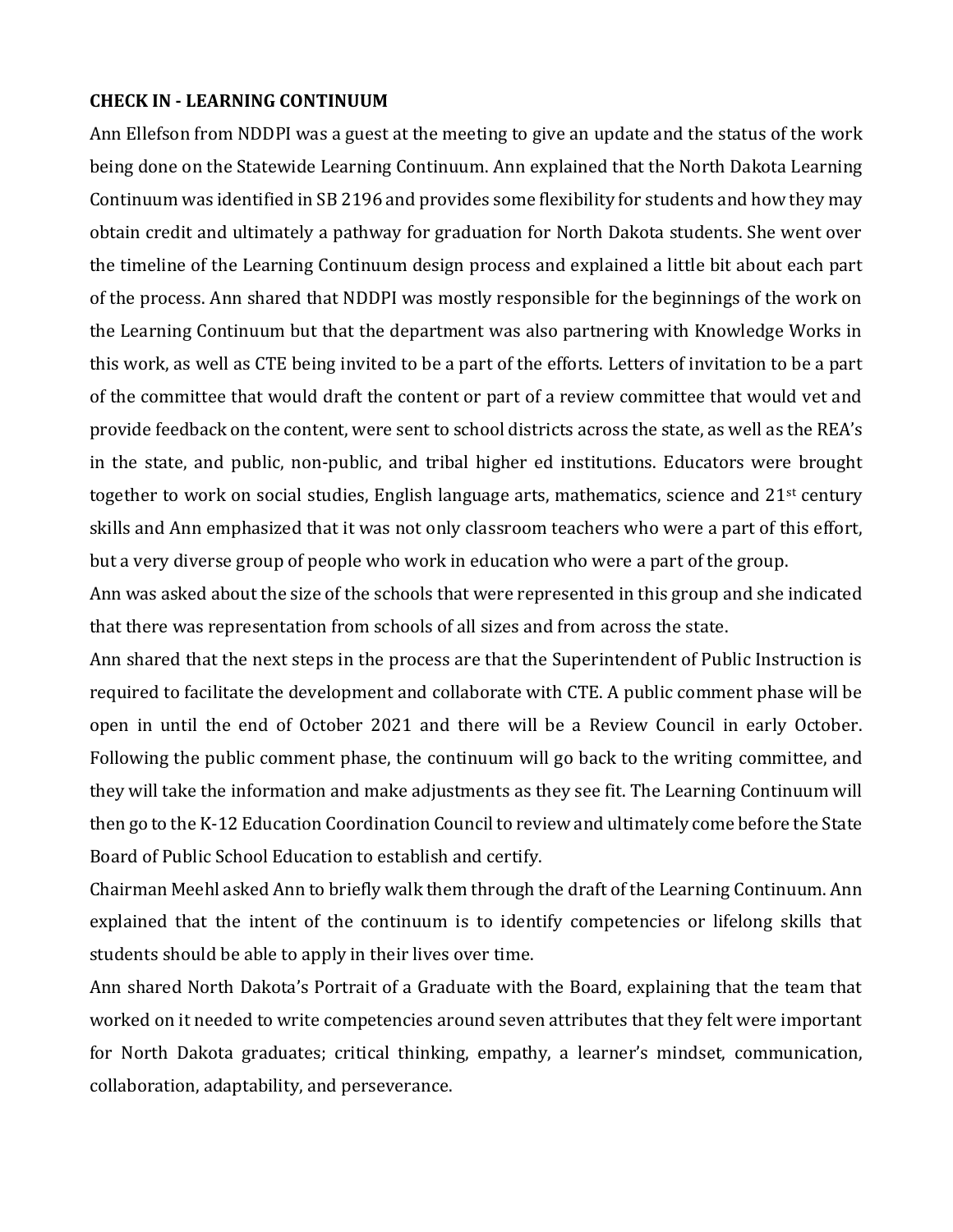**CHECK IN - LEARNING CONTINUUM**

Ann Ellefson from NDDPI was a guest at the meeting to give an update and the status of the work being done on the Statewide Learning Continuum. Ann explained that the North Dakota Learning Continuum was identified in SB 2196 and provides some flexibility for students and how they may obtain credit and ultimately a pathway for graduation for North Dakota students. She went over the timeline of the Learning Continuum design process and explained a little bit about each part of the process. Ann shared that NDDPI was mostly responsible for the beginnings of the work on the Learning Continuum but that the department was also partnering with Knowledge Works in this work, as well as CTE being invited to be a part of the efforts. Letters of invitation to be a part of the committee that would draft the content or part of a review committee that would vet and provide feedback on the content, were sent to school districts across the state, as well as the REA's in the state, and public, non-public, and tribal higher ed institutions. Educators were brought together to work on social studies, English language arts, mathematics, science and 21st century skills and Ann emphasized that it was not only classroom teachers who were a part of this effort, but a very diverse group of people who work in education who were a part of the group.

Ann was asked about the size of the schools that were represented in this group and she indicated that there was representation from schools of all sizes and from across the state.

Ann shared that the next steps in the process are that the Superintendent of Public Instruction is required to facilitate the development and collaborate with CTE. A public comment phase will be open in until the end of October 2021 and there will be a Review Council in early October. Following the public comment phase, the continuum will go back to the writing committee, and they will take the information and make adjustments as they see fit. The Learning Continuum will then go to the K-12 Education Coordination Council to review and ultimately come before the State Board of Public School Education to establish and certify.

Chairman Meehl asked Ann to briefly walk them through the draft of the Learning Continuum. Ann explained that the intent of the continuum is to identify competencies or lifelong skills that students should be able to apply in their lives over time.

Ann shared North Dakota's Portrait of a Graduate with the Board, explaining that the team that worked on it needed to write competencies around seven attributes that they felt were important for North Dakota graduates; critical thinking, empathy, a learner's mindset, communication, collaboration, adaptability, and perseverance.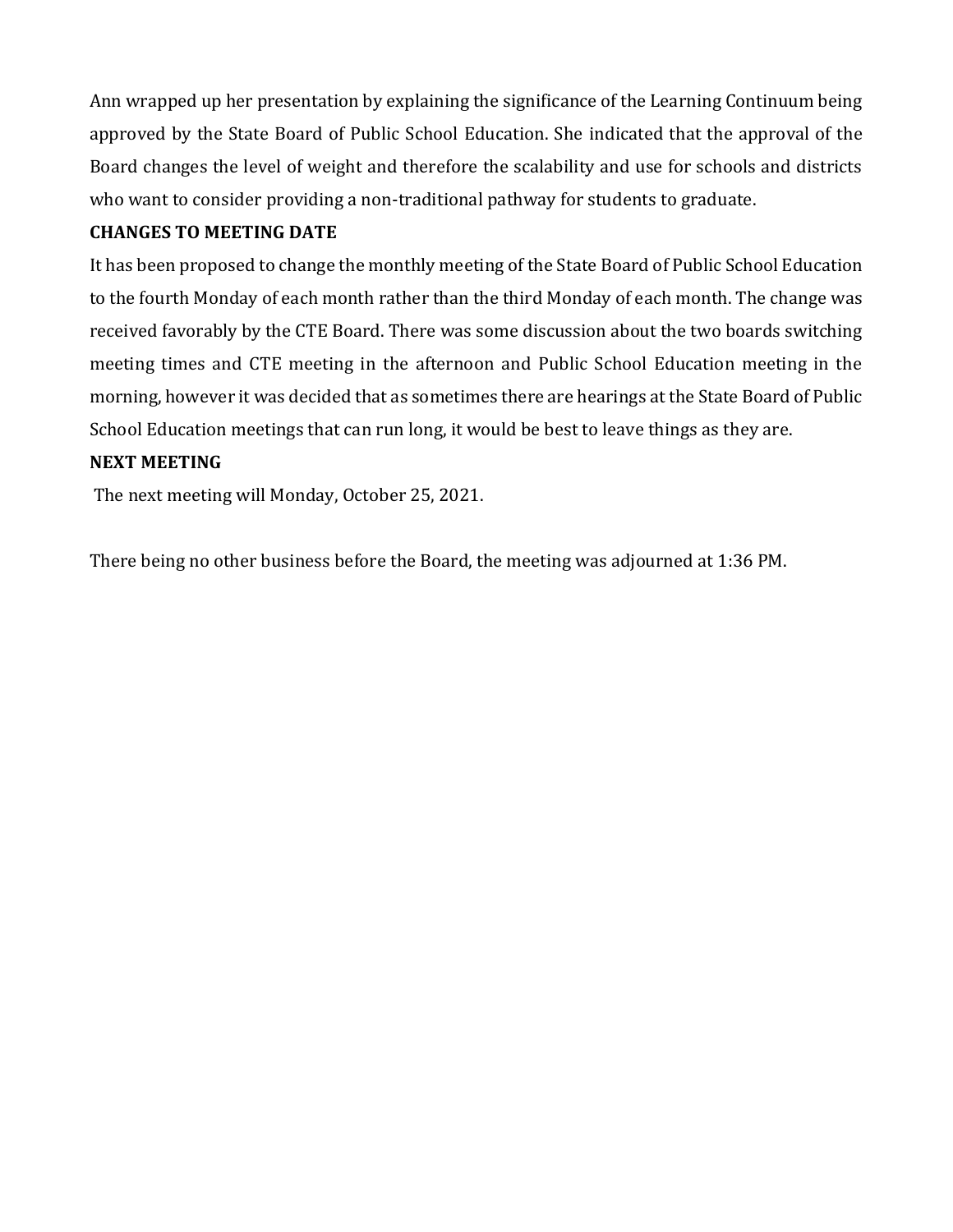Ann wrapped up her presentation by explaining the significance of the Learning Continuum being approved by the State Board of Public School Education. She indicated that the approval of the Board changes the level of weight and therefore the scalability and use for schools and districts who want to consider providing a non-traditional pathway for students to graduate.

**CHANGES TO MEETING DATE**

It has been proposed to change the monthly meeting of the State Board of Public School Education to the fourth Monday of each month rather than the third Monday of each month. The change was received favorably by the CTE Board. There was some discussion about the two boards switching meeting times and CTE meeting in the afternoon and Public School Education meeting in the morning, however it was decided that as sometimes there are hearings at the State Board of Public School Education meetings that can run long, it would be best to leave things as they are.

**NEXT MEETING**

The next meeting will Monday, October 25, 2021.

There being no other business before the Board, the meeting was adjourned at 1:36 PM.